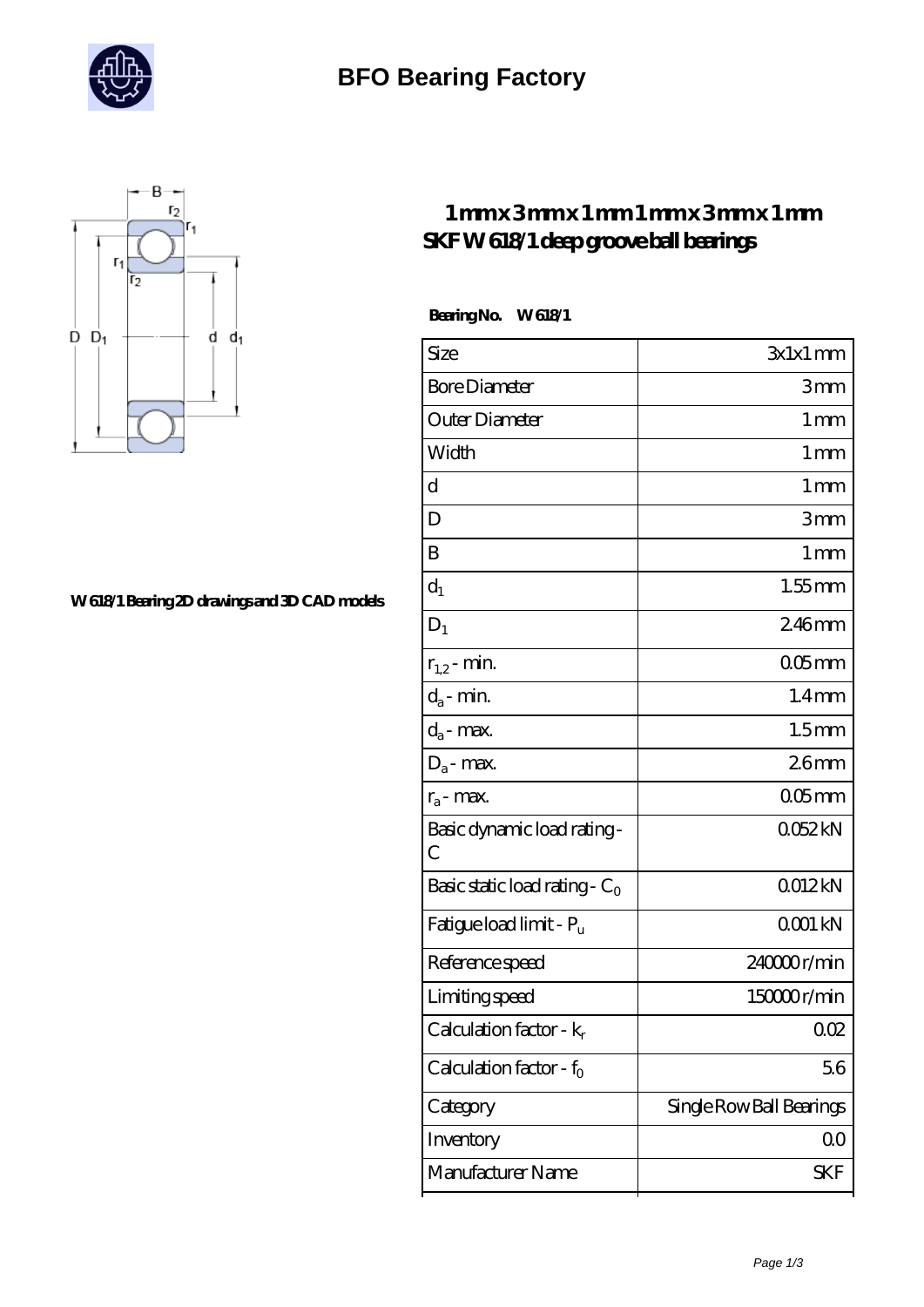# BFO Bearing Factory

## 1 mm x 3 mm x 1 mm 1 mm x 3 mm x 1 mm SKF W 618/1 deep groove ball bearings

W 618/1 Bearing 2D drawings and 3D CAD models

**Bearing No.** W 618/1

| | |
|---|---|
| Size | 3x1x1 mm |
| Bore Diameter | 3 mm |
| Outer Diameter | 1 mm |
| Width | 1 mm |
| d | 1 mm |
| D | 3 mm |
| B | 1 mm |
| $d_1$ | 1.55 mm |
| $D_1$ | 2.46 mm |
| $r_{1,2}$ - min. | 0.05 mm |
| $d_a$ - min. | 1.4 mm |
| $d_a$ - max. | 1.5 mm |
| $D_a$ - max. | 2.6 mm |
| $r_a$ - max. | 0.05 mm |
| Basic dynamic load rating - C | 0.052 kN |
| Basic static load rating - $C_0$ | 0.012 kN |
| Fatigue load limit - $P_u$ | 0.001 kN |
| Reference speed | 240000 r/min |
| Limiting speed | 150000 r/min |
| Calculation factor - $k_r$ | 0.02 |
| Calculation factor - $f_0$ | 5.6 |
| Category | Single Row Ball Bearings |
| Inventory | 0.0 |
| Manufacturer Name | SKF |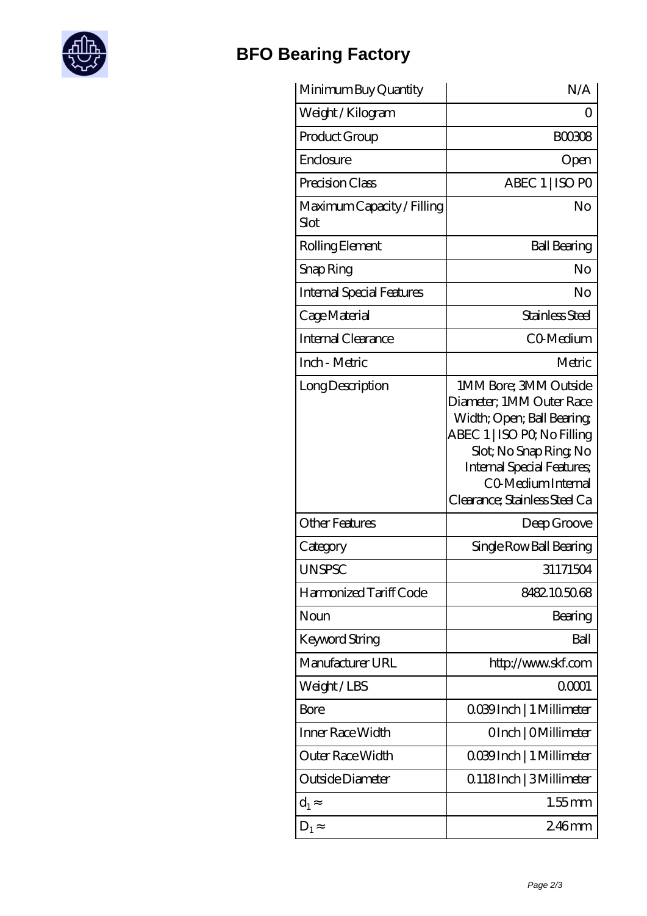# BFO Bearing Factory

| | |
|---|---|
| Minimum Buy Quantity | N/A |
| Weight / Kilogram | 0 |
| Product Group | B00308 |
| Enclosure | Open |
| Precision Class | ABEC 1 \| ISO P0 |
| Maximum Capacity / Filling Slot | No |
| Rolling Element | Ball Bearing |
| Snap Ring | No |
| Internal Special Features | No |
| Cage Material | Stainless Steel |
| Internal Clearance | C0-Medium |
| Inch - Metric | Metric |
| Long Description | 1MM Bore; 3MM Outside Diameter; 1MM Outer Race Width; Open; Ball Bearing; ABEC 1 \| ISO P0; No Filling Slot; No Snap Ring; No Internal Special Features; C0-Medium Internal Clearance; Stainless Steel Ca |
| Other Features | Deep Groove |
| Category | Single Row Ball Bearing |
| UNSPSC | 31171504 |
| Harmonized Tariff Code | 8482.10.50.68 |
| Noun | Bearing |
| Keyword String | Ball |
| Manufacturer URL | http://www.skf.com |
| Weight / LBS | 0.0001 |
| Bore | 0.039 Inch \| 1 Millimeter |
| Inner Race Width | 0 Inch \| 0 Millimeter |
| Outer Race Width | 0.039 Inch \| 1 Millimeter |
| Outside Diameter | 0.118 Inch \| 3 Millimeter |
| $d_1 \approx$ | 1.55 mm |
| $D_1 \approx$ | 2.46 mm |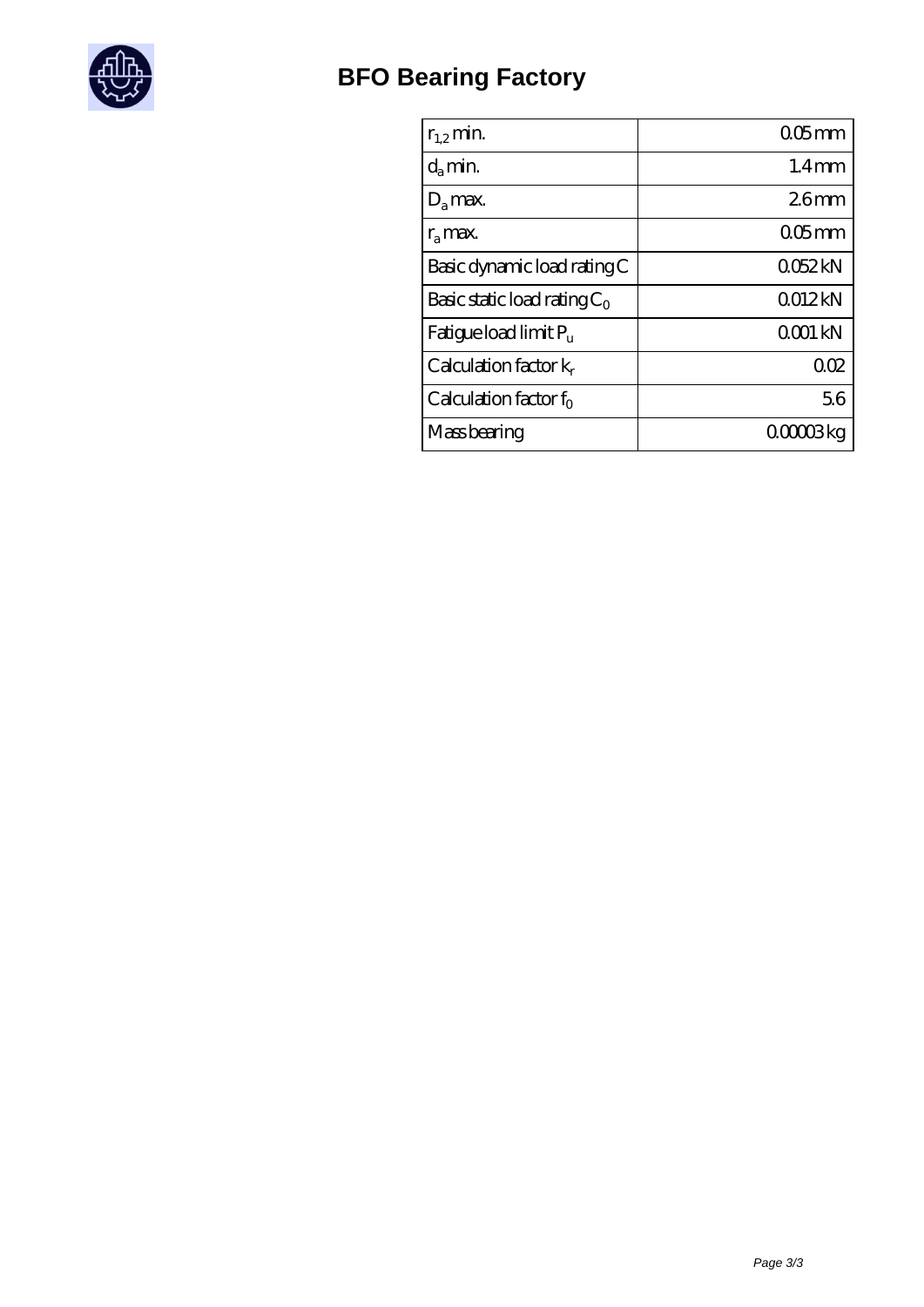# BFO Bearing Factory

| | |
|---|---|
| $r_{1,2}$ min. | 0.05 mm |
| $d_a$ min. | 1.4 mm |
| $D_a$ max. | 2.6 mm |
| $r_a$ max. | 0.05 mm |
| Basic dynamic load rating C | 0.052 kN |
| Basic static load rating $C_0$ | 0.012 kN |
| Fatigue load limit $P_u$ | 0.001 kN |
| Calculation factor $k_r$ | 0.02 |
| Calculation factor $f_0$ | 5.6 |
| Mass bearing | 0.00003 kg |